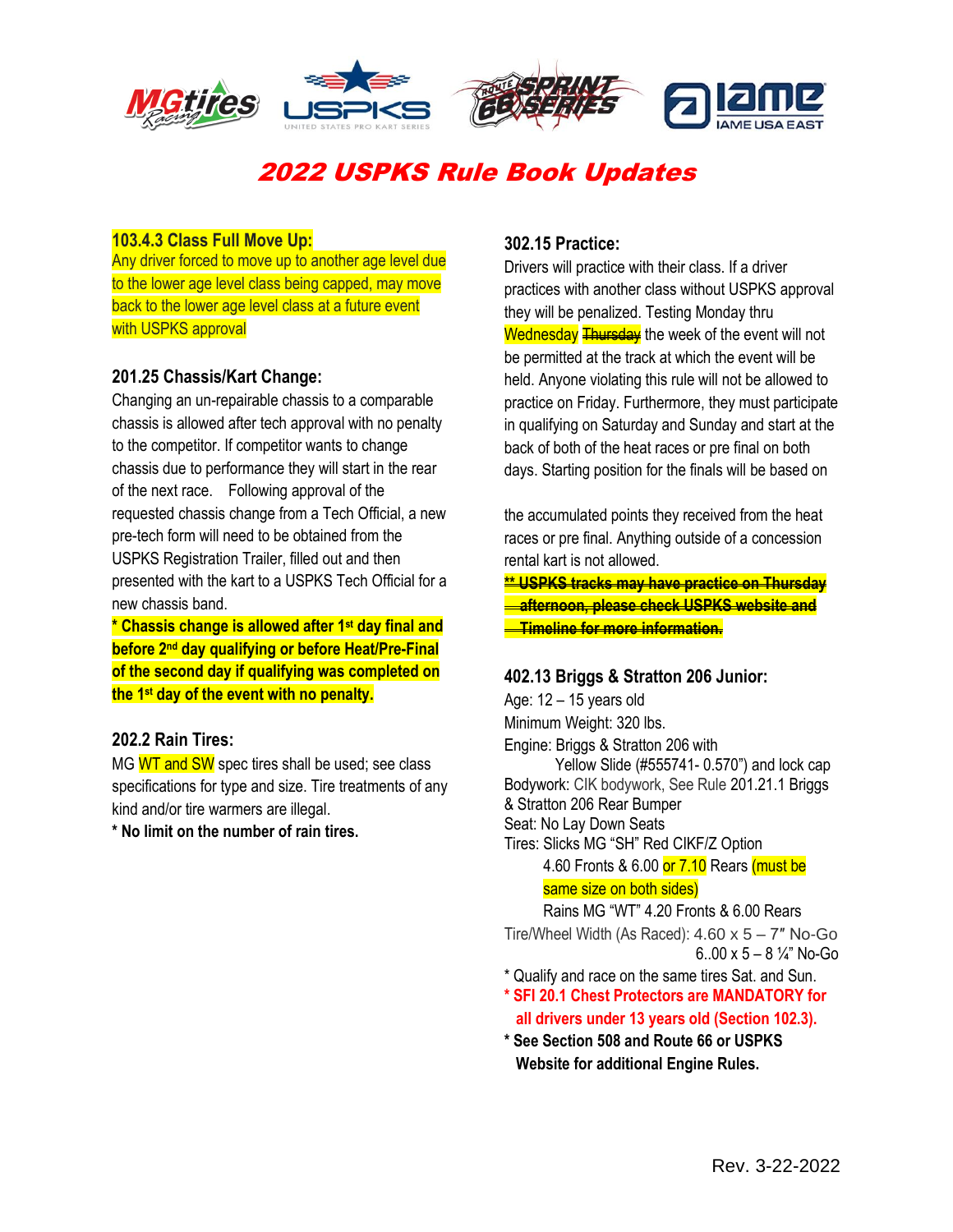# 2022 USPKS Rule Book Updates

### 103.4.3 Class Full Move Up:

Any driver forced to move up to another age level due to the lower age level class being capped, may move back to the lower age level class at a future event with USPKS approval

### 201.25 Chassis/Kart Change:

Changing an un-repairable chassis to a comparable chassis is allowed after tech approval with no penalty to the competitor. If competitor wants to change chassis due to performance they will start in the rear of the next race. Following approval of the requested chassis change from a Tech Official, a new pre-tech form will need to be obtained from the USPKS Registration Trailer, filled out and then presented with the kart to a USPKS Tech Official for a new chassis band.

**\* Chassis change is allowed after 1st day final and before 2nd day qualifying or before Heat/Pre-Final of the second day if qualifying was completed on the 1st day of the event with no penalty.**

### 202.2 Rain Tires:

MG WT and SW spec tires shall be used; see class specifications for type and size. Tire treatments of any kind and/or tire warmers are illegal.

**\* No limit on the number of rain tires.**

### 302.15 Practice:

Drivers will practice with their class. If a driver practices with another class without USPKS approval they will be penalized. Testing Monday thru Wednesday ~~Thursday~~ the week of the event will not be permitted at the track at which the event will be held. Anyone violating this rule will not be allowed to practice on Friday. Furthermore, they must participate in qualifying on Saturday and Sunday and start at the back of both of the heat races or pre final on both days. Starting position for the finals will be based on the accumulated points they received from the heat races or pre final. Anything outside of a concession rental kart is not allowed.

~~**\*\* USPKS tracks may have practice on Thursday afternoon, please check USPKS website and Timeline for more information.**~~

### 402.13 Briggs & Stratton 206 Junior:

Age: 12 – 15 years old
Minimum Weight: 320 lbs.
Engine: Briggs & Stratton 206 with
Yellow Slide (#555741- 0.570") and lock cap
Bodywork: CIK bodywork, See Rule 201.21.1 Briggs & Stratton 206 Rear Bumper
Seat: No Lay Down Seats
Tires: Slicks MG "SH" Red CIKF/Z Option
4.60 Fronts & 6.00 or 7.10 Rears (must be same size on both sides)
Rains MG "WT" 4.20 Fronts & 6.00 Rears
Tire/Wheel Width (As Raced): 4.60 x 5 – 7" No-Go
6..00 x 5 – 8 ¼" No-Go

\* Qualify and race on the same tires Sat. and Sun.

**\* SFI 20.1 Chest Protectors are MANDATORY for all drivers under 13 years old (Section 102.3).**

**\* See Section 508 and Route 66 or USPKS Website for additional Engine Rules.**

Rev. 3-22-2022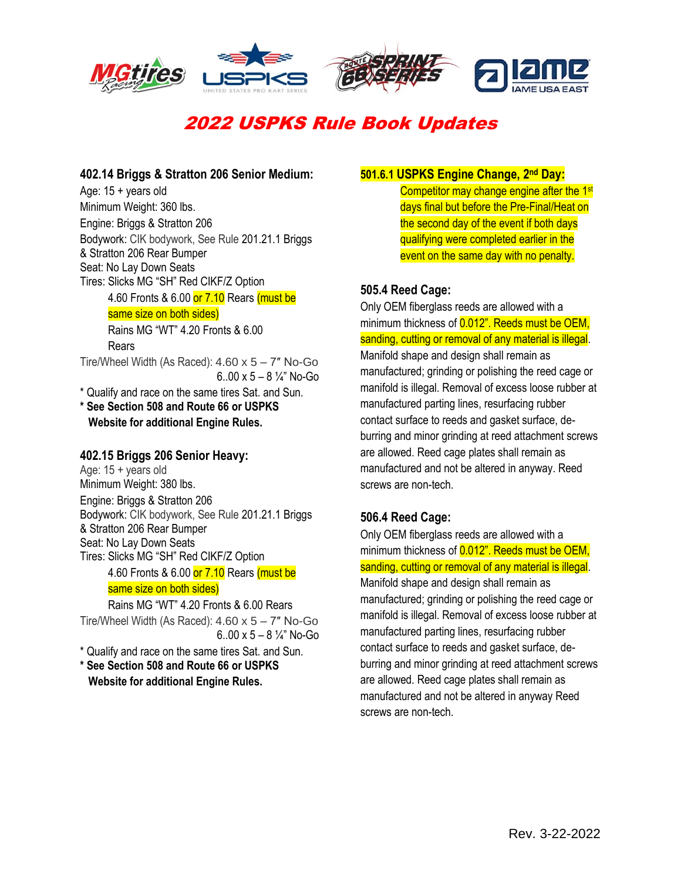MGtires Racing | USPKS United States Pro Kart Series | Route 66 Sprint Series | IAME USA EAST

# 2022 USPKS Rule Book Updates

### 402.14 Briggs & Stratton 206 Senior Medium:

Age: 15 + years old
Minimum Weight: 360 lbs.
Engine: Briggs & Stratton 206
Bodywork: CIK bodywork, See Rule 201.21.1 Briggs & Stratton 206 Rear Bumper
Seat: No Lay Down Seats
Tires: Slicks MG "SH" Red CIKF/Z Option

4.60 Fronts & 6.00 or 7.10 Rears (must be same size on both sides)
Rains MG "WT" 4.20 Fronts & 6.00 Rears

Tire/Wheel Width (As Raced): 4.60 x 5 – 7" No-Go
6..00 x 5 – 8 ¼" No-Go

* Qualify and race on the same tires Sat. and Sun.

**\* See Section 508 and Route 66 or USPKS Website for additional Engine Rules.**

### 402.15 Briggs 206 Senior Heavy:

Age: 15 + years old
Minimum Weight: 380 lbs.
Engine: Briggs & Stratton 206
Bodywork: CIK bodywork, See Rule 201.21.1 Briggs & Stratton 206 Rear Bumper
Seat: No Lay Down Seats
Tires: Slicks MG "SH" Red CIKF/Z Option

4.60 Fronts & 6.00 or 7.10 Rears (must be same size on both sides)
Rains MG "WT" 4.20 Fronts & 6.00 Rears

Tire/Wheel Width (As Raced): 4.60 x 5 – 7" No-Go
6..00 x 5 – 8 ¼" No-Go

* Qualify and race on the same tires Sat. and Sun.

**\* See Section 508 and Route 66 or USPKS Website for additional Engine Rules.**

### 501.6.1 USPKS Engine Change, 2nd Day:

Competitor may change engine after the 1st days final but before the Pre-Final/Heat on the second day of the event if both days qualifying were completed earlier in the event on the same day with no penalty.

### 505.4 Reed Cage:

Only OEM fiberglass reeds are allowed with a minimum thickness of 0.012". Reeds must be OEM, sanding, cutting or removal of any material is illegal. Manifold shape and design shall remain as manufactured; grinding or polishing the reed cage or manifold is illegal. Removal of excess loose rubber at manufactured parting lines, resurfacing rubber contact surface to reeds and gasket surface, de-burring and minor grinding at reed attachment screws are allowed. Reed cage plates shall remain as manufactured and not be altered in anyway. Reed screws are non-tech.

### 506.4 Reed Cage:

Only OEM fiberglass reeds are allowed with a minimum thickness of 0.012". Reeds must be OEM, sanding, cutting or removal of any material is illegal. Manifold shape and design shall remain as manufactured; grinding or polishing the reed cage or manifold is illegal. Removal of excess loose rubber at manufactured parting lines, resurfacing rubber contact surface to reeds and gasket surface, de-burring and minor grinding at reed attachment screws are allowed. Reed cage plates shall remain as manufactured and not be altered in anyway Reed screws are non-tech.

Rev. 3-22-2022